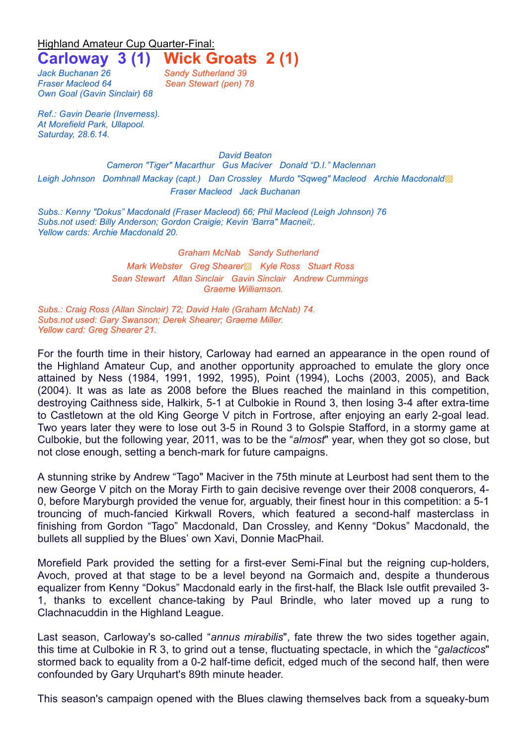Highland Amateur Cup Quarter-Final:

# Carloway 3 (1) Wick Groats 2 (1)

*Jack Buchanan 26* / *Sandy Sutherland 39*
*Fraser Macleod 64* / *Sean Stewart (pen) 78*
*Own Goal (Gavin Sinclair) 68*

*Ref.: Gavin Dearie (Inverness).*
*At Morefield Park, Ullapool.*
*Saturday, 28.6.14.*

*David Beaton*
*Cameron "Tiger" Macarthur Gus Maciver Donald "D.I." Maclennan*
*Leigh Johnson Domhnall Mackay (capt.) Dan Crossley Murdo "Sqweg" Macleod Archie Macdonald*
*Fraser Macleod Jack Buchanan*

*Subs.: Kenny "Dokus" Macdonald (Fraser Macleod) 66; Phil Macleod (Leigh Johnson) 76*
*Subs.not used: Billy Anderson; Gordon Craigie; Kevin 'Barra" Macneil;.*
*Yellow cards: Archie Macdonald 20.*

*Graham McNab Sandy Sutherland*
*Mark Webster Greg Shearer Kyle Ross Stuart Ross*
*Sean Stewart Allan Sinclair Gavin Sinclair Andrew Cummings*
*Graeme Williamson.*

*Subs.: Craig Ross (Allan Sinclair) 72; David Hale (Graham McNab) 74.*
*Subs.not used: Gary Swanson; Derek Shearer; Graeme Miller.*
*Yellow card: Greg Shearer 21.*

For the fourth time in their history, Carloway had earned an appearance in the open round of the Highland Amateur Cup, and another opportunity approached to emulate the glory once attained by Ness (1984, 1991, 1992, 1995), Point (1994), Lochs (2003, 2005), and Back (2004). It was as late as 2008 before the Blues reached the mainland in this competition, destroying Caithness side, Halkirk, 5-1 at Culbokie in Round 3, then losing 3-4 after extra-time to Castletown at the old King George V pitch in Fortrose, after enjoying an early 2-goal lead. Two years later they were to lose out 3-5 in Round 3 to Golspie Stafford, in a stormy game at Culbokie, but the following year, 2011, was to be the "*almost*" year, when they got so close, but not close enough, setting a bench-mark for future campaigns.

A stunning strike by Andrew "Tago" Maciver in the 75th minute at Leurbost had sent them to the new George V pitch on the Moray Firth to gain decisive revenge over their 2008 conquerors, 4-0, before Maryburgh provided the venue for, arguably, their finest hour in this competition: a 5-1 trouncing of much-fancied Kirkwall Rovers, which featured a second-half masterclass in finishing from Gordon "Tago" Macdonald, Dan Crossley, and Kenny "Dokus" Macdonald, the bullets all supplied by the Blues' own Xavi, Donnie MacPhail.

Morefield Park provided the setting for a first-ever Semi-Final but the reigning cup-holders, Avoch, proved at that stage to be a level beyond na Gormaich and, despite a thunderous equalizer from Kenny "Dokus" Macdonald early in the first-half, the Black Isle outfit prevailed 3-1, thanks to excellent chance-taking by Paul Brindle, who later moved up a rung to Clachnacuddin in the Highland League.

Last season, Carloway's so-called "*annus mirabilis*", fate threw the two sides together again, this time at Culbokie in R 3, to grind out a tense, fluctuating spectacle, in which the "*galacticos*" stormed back to equality from a 0-2 half-time deficit, edged much of the second half, then were confounded by Gary Urquhart's 89th minute header.

This season's campaign opened with the Blues clawing themselves back from a squeaky-bum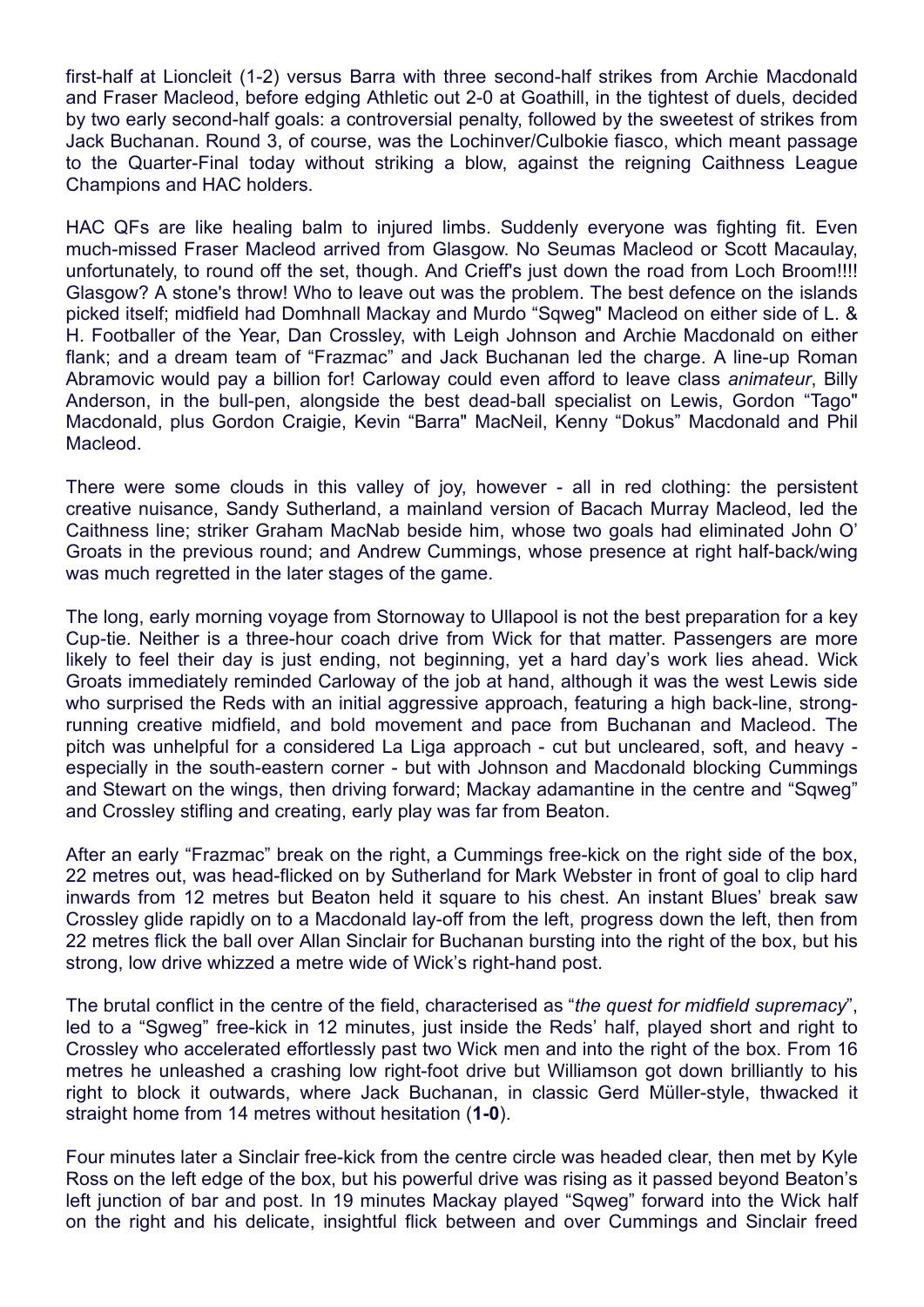first-half at Lioncleit (1-2) versus Barra with three second-half strikes from Archie Macdonald and Fraser Macleod, before edging Athletic out 2-0 at Goathill, in the tightest of duels, decided by two early second-half goals: a controversial penalty, followed by the sweetest of strikes from Jack Buchanan. Round 3, of course, was the Lochinver/Culbokie fiasco, which meant passage to the Quarter-Final today without striking a blow, against the reigning Caithness League Champions and HAC holders.

HAC QFs are like healing balm to injured limbs. Suddenly everyone was fighting fit. Even much-missed Fraser Macleod arrived from Glasgow. No Seumas Macleod or Scott Macaulay, unfortunately, to round off the set, though. And Crieff's just down the road from Loch Broom!!!! Glasgow? A stone's throw! Who to leave out was the problem. The best defence on the islands picked itself; midfield had Domhnall Mackay and Murdo "Sqweg" Macleod on either side of L. & H. Footballer of the Year, Dan Crossley, with Leigh Johnson and Archie Macdonald on either flank; and a dream team of "Frazmac" and Jack Buchanan led the charge. A line-up Roman Abramovic would pay a billion for! Carloway could even afford to leave class *animateur*, Billy Anderson, in the bull-pen, alongside the best dead-ball specialist on Lewis, Gordon "Tago" Macdonald, plus Gordon Craigie, Kevin "Barra" MacNeil, Kenny "Dokus" Macdonald and Phil Macleod.

There were some clouds in this valley of joy, however - all in red clothing: the persistent creative nuisance, Sandy Sutherland, a mainland version of Bacach Murray Macleod, led the Caithness line; striker Graham MacNab beside him, whose two goals had eliminated John O' Groats in the previous round; and Andrew Cummings, whose presence at right half-back/wing was much regretted in the later stages of the game.

The long, early morning voyage from Stornoway to Ullapool is not the best preparation for a key Cup-tie. Neither is a three-hour coach drive from Wick for that matter. Passengers are more likely to feel their day is just ending, not beginning, yet a hard day's work lies ahead. Wick Groats immediately reminded Carloway of the job at hand, although it was the west Lewis side who surprised the Reds with an initial aggressive approach, featuring a high back-line, strong-running creative midfield, and bold movement and pace from Buchanan and Macleod. The pitch was unhelpful for a considered La Liga approach - cut but uncleared, soft, and heavy - especially in the south-eastern corner - but with Johnson and Macdonald blocking Cummings and Stewart on the wings, then driving forward; Mackay adamantine in the centre and "Sqweg" and Crossley stifling and creating, early play was far from Beaton.

After an early "Frazmac" break on the right, a Cummings free-kick on the right side of the box, 22 metres out, was head-flicked on by Sutherland for Mark Webster in front of goal to clip hard inwards from 12 metres but Beaton held it square to his chest. An instant Blues' break saw Crossley glide rapidly on to a Macdonald lay-off from the left, progress down the left, then from 22 metres flick the ball over Allan Sinclair for Buchanan bursting into the right of the box, but his strong, low drive whizzed a metre wide of Wick's right-hand post.

The brutal conflict in the centre of the field, characterised as "*the quest for midfield supremacy*", led to a "Sgweg" free-kick in 12 minutes, just inside the Reds' half, played short and right to Crossley who accelerated effortlessly past two Wick men and into the right of the box. From 16 metres he unleashed a crashing low right-foot drive but Williamson got down brilliantly to his right to block it outwards, where Jack Buchanan, in classic Gerd Müller-style, thwacked it straight home from 14 metres without hesitation (**1-0**).

Four minutes later a Sinclair free-kick from the centre circle was headed clear, then met by Kyle Ross on the left edge of the box, but his powerful drive was rising as it passed beyond Beaton's left junction of bar and post. In 19 minutes Mackay played "Sqweg" forward into the Wick half on the right and his delicate, insightful flick between and over Cummings and Sinclair freed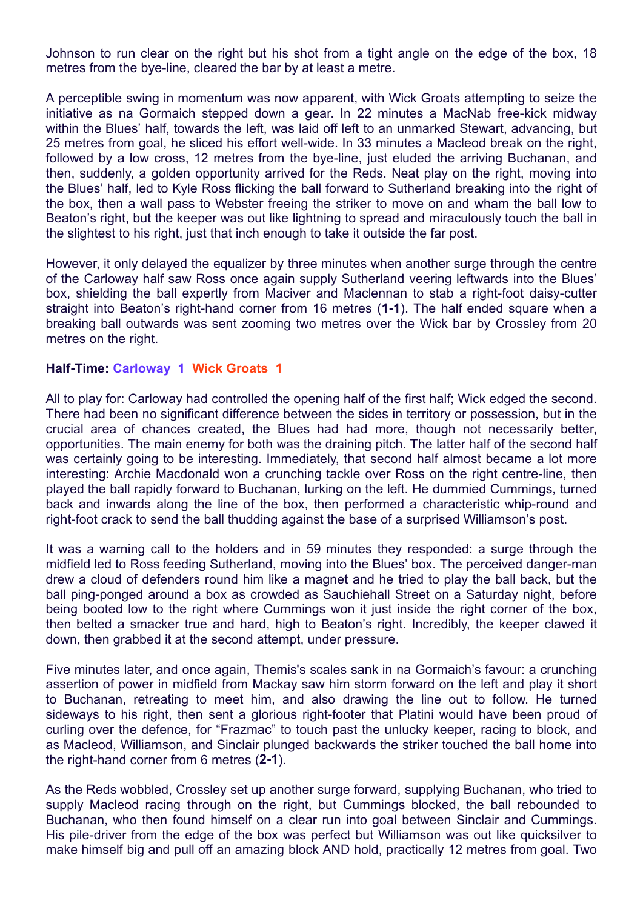Johnson to run clear on the right but his shot from a tight angle on the edge of the box, 18 metres from the bye-line, cleared the bar by at least a metre.

A perceptible swing in momentum was now apparent, with Wick Groats attempting to seize the initiative as na Gormaich stepped down a gear. In 22 minutes a MacNab free-kick midway within the Blues' half, towards the left, was laid off left to an unmarked Stewart, advancing, but 25 metres from goal, he sliced his effort well-wide. In 33 minutes a Macleod break on the right, followed by a low cross, 12 metres from the bye-line, just eluded the arriving Buchanan, and then, suddenly, a golden opportunity arrived for the Reds. Neat play on the right, moving into the Blues' half, led to Kyle Ross flicking the ball forward to Sutherland breaking into the right of the box, then a wall pass to Webster freeing the striker to move on and wham the ball low to Beaton's right, but the keeper was out like lightning to spread and miraculously touch the ball in the slightest to his right, just that inch enough to take it outside the far post.

However, it only delayed the equalizer by three minutes when another surge through the centre of the Carloway half saw Ross once again supply Sutherland veering leftwards into the Blues' box, shielding the ball expertly from Maciver and Maclennan to stab a right-foot daisy-cutter straight into Beaton's right-hand corner from 16 metres (**1-1**). The half ended square when a breaking ball outwards was sent zooming two metres over the Wick bar by Crossley from 20 metres on the right.

**Half-Time: Carloway 1 Wick Groats 1**

All to play for: Carloway had controlled the opening half of the first half; Wick edged the second. There had been no significant difference between the sides in territory or possession, but in the crucial area of chances created, the Blues had had more, though not necessarily better, opportunities. The main enemy for both was the draining pitch. The latter half of the second half was certainly going to be interesting. Immediately, that second half almost became a lot more interesting: Archie Macdonald won a crunching tackle over Ross on the right centre-line, then played the ball rapidly forward to Buchanan, lurking on the left. He dummied Cummings, turned back and inwards along the line of the box, then performed a characteristic whip-round and right-foot crack to send the ball thudding against the base of a surprised Williamson's post.

It was a warning call to the holders and in 59 minutes they responded: a surge through the midfield led to Ross feeding Sutherland, moving into the Blues' box. The perceived danger-man drew a cloud of defenders round him like a magnet and he tried to play the ball back, but the ball ping-ponged around a box as crowded as Sauchiehall Street on a Saturday night, before being booted low to the right where Cummings won it just inside the right corner of the box, then belted a smacker true and hard, high to Beaton's right. Incredibly, the keeper clawed it down, then grabbed it at the second attempt, under pressure.

Five minutes later, and once again, Themis's scales sank in na Gormaich's favour: a crunching assertion of power in midfield from Mackay saw him storm forward on the left and play it short to Buchanan, retreating to meet him, and also drawing the line out to follow. He turned sideways to his right, then sent a glorious right-footer that Platini would have been proud of curling over the defence, for "Frazmac" to touch past the unlucky keeper, racing to block, and as Macleod, Williamson, and Sinclair plunged backwards the striker touched the ball home into the right-hand corner from 6 metres (**2-1**).

As the Reds wobbled, Crossley set up another surge forward, supplying Buchanan, who tried to supply Macleod racing through on the right, but Cummings blocked, the ball rebounded to Buchanan, who then found himself on a clear run into goal between Sinclair and Cummings. His pile-driver from the edge of the box was perfect but Williamson was out like quicksilver to make himself big and pull off an amazing block AND hold, practically 12 metres from goal. Two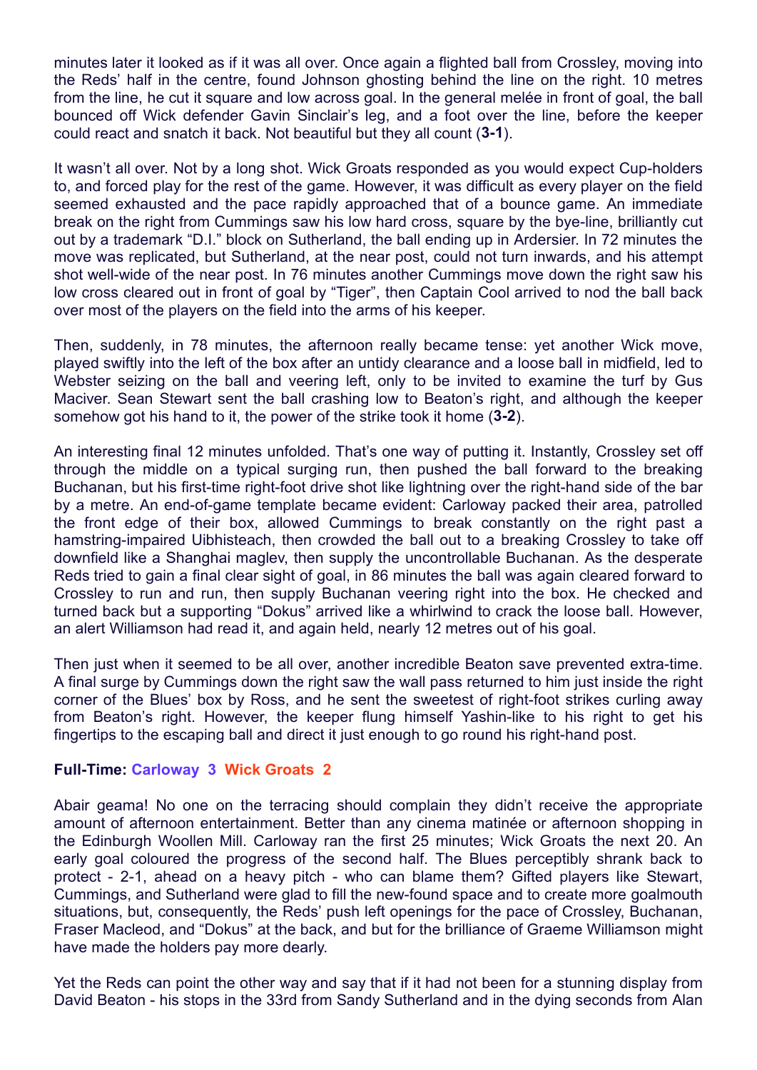minutes later it looked as if it was all over. Once again a flighted ball from Crossley, moving into the Reds' half in the centre, found Johnson ghosting behind the line on the right. 10 metres from the line, he cut it square and low across goal. In the general melée in front of goal, the ball bounced off Wick defender Gavin Sinclair's leg, and a foot over the line, before the keeper could react and snatch it back. Not beautiful but they all count (**3-1**).

It wasn't all over. Not by a long shot. Wick Groats responded as you would expect Cup-holders to, and forced play for the rest of the game. However, it was difficult as every player on the field seemed exhausted and the pace rapidly approached that of a bounce game. An immediate break on the right from Cummings saw his low hard cross, square by the bye-line, brilliantly cut out by a trademark "D.I." block on Sutherland, the ball ending up in Ardersier. In 72 minutes the move was replicated, but Sutherland, at the near post, could not turn inwards, and his attempt shot well-wide of the near post. In 76 minutes another Cummings move down the right saw his low cross cleared out in front of goal by "Tiger", then Captain Cool arrived to nod the ball back over most of the players on the field into the arms of his keeper.

Then, suddenly, in 78 minutes, the afternoon really became tense: yet another Wick move, played swiftly into the left of the box after an untidy clearance and a loose ball in midfield, led to Webster seizing on the ball and veering left, only to be invited to examine the turf by Gus Maciver. Sean Stewart sent the ball crashing low to Beaton's right, and although the keeper somehow got his hand to it, the power of the strike took it home (**3-2**).

An interesting final 12 minutes unfolded. That's one way of putting it. Instantly, Crossley set off through the middle on a typical surging run, then pushed the ball forward to the breaking Buchanan, but his first-time right-foot drive shot like lightning over the right-hand side of the bar by a metre. An end-of-game template became evident: Carloway packed their area, patrolled the front edge of their box, allowed Cummings to break constantly on the right past a hamstring-impaired Uibhisteach, then crowded the ball out to a breaking Crossley to take off downfield like a Shanghai maglev, then supply the uncontrollable Buchanan. As the desperate Reds tried to gain a final clear sight of goal, in 86 minutes the ball was again cleared forward to Crossley to run and run, then supply Buchanan veering right into the box. He checked and turned back but a supporting "Dokus" arrived like a whirlwind to crack the loose ball. However, an alert Williamson had read it, and again held, nearly 12 metres out of his goal.

Then just when it seemed to be all over, another incredible Beaton save prevented extra-time. A final surge by Cummings down the right saw the wall pass returned to him just inside the right corner of the Blues' box by Ross, and he sent the sweetest of right-foot strikes curling away from Beaton's right. However, the keeper flung himself Yashin-like to his right to get his fingertips to the escaping ball and direct it just enough to go round his right-hand post.

**Full-Time: Carloway 3 Wick Groats 2**

Abair geama! No one on the terracing should complain they didn't receive the appropriate amount of afternoon entertainment. Better than any cinema matinée or afternoon shopping in the Edinburgh Woollen Mill. Carloway ran the first 25 minutes; Wick Groats the next 20. An early goal coloured the progress of the second half. The Blues perceptibly shrank back to protect - 2-1, ahead on a heavy pitch - who can blame them? Gifted players like Stewart, Cummings, and Sutherland were glad to fill the new-found space and to create more goalmouth situations, but, consequently, the Reds' push left openings for the pace of Crossley, Buchanan, Fraser Macleod, and "Dokus" at the back, and but for the brilliance of Graeme Williamson might have made the holders pay more dearly.

Yet the Reds can point the other way and say that if it had not been for a stunning display from David Beaton - his stops in the 33rd from Sandy Sutherland and in the dying seconds from Alan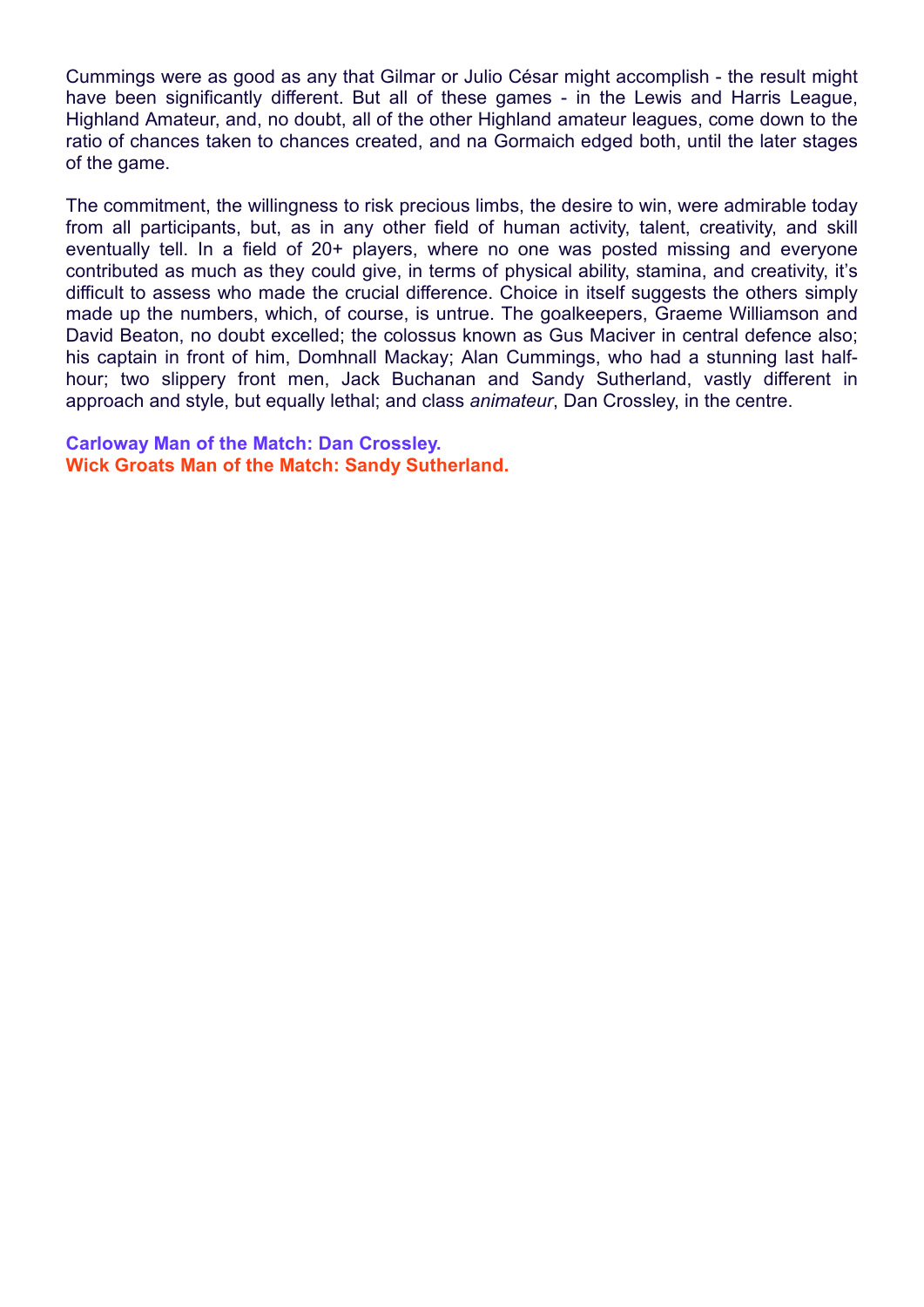Cummings were as good as any that Gilmar or Julio César might accomplish - the result might have been significantly different. But all of these games - in the Lewis and Harris League, Highland Amateur, and, no doubt, all of the other Highland amateur leagues, come down to the ratio of chances taken to chances created, and na Gormaich edged both, until the later stages of the game.

The commitment, the willingness to risk precious limbs, the desire to win, were admirable today from all participants, but, as in any other field of human activity, talent, creativity, and skill eventually tell. In a field of 20+ players, where no one was posted missing and everyone contributed as much as they could give, in terms of physical ability, stamina, and creativity, it's difficult to assess who made the crucial difference. Choice in itself suggests the others simply made up the numbers, which, of course, is untrue. The goalkeepers, Graeme Williamson and David Beaton, no doubt excelled; the colossus known as Gus Maciver in central defence also; his captain in front of him, Domhnall Mackay; Alan Cummings, who had a stunning last half-hour; two slippery front men, Jack Buchanan and Sandy Sutherland, vastly different in approach and style, but equally lethal; and class *animateur*, Dan Crossley, in the centre.

**Carloway Man of the Match: Dan Crossley.**
**Wick Groats Man of the Match: Sandy Sutherland.**